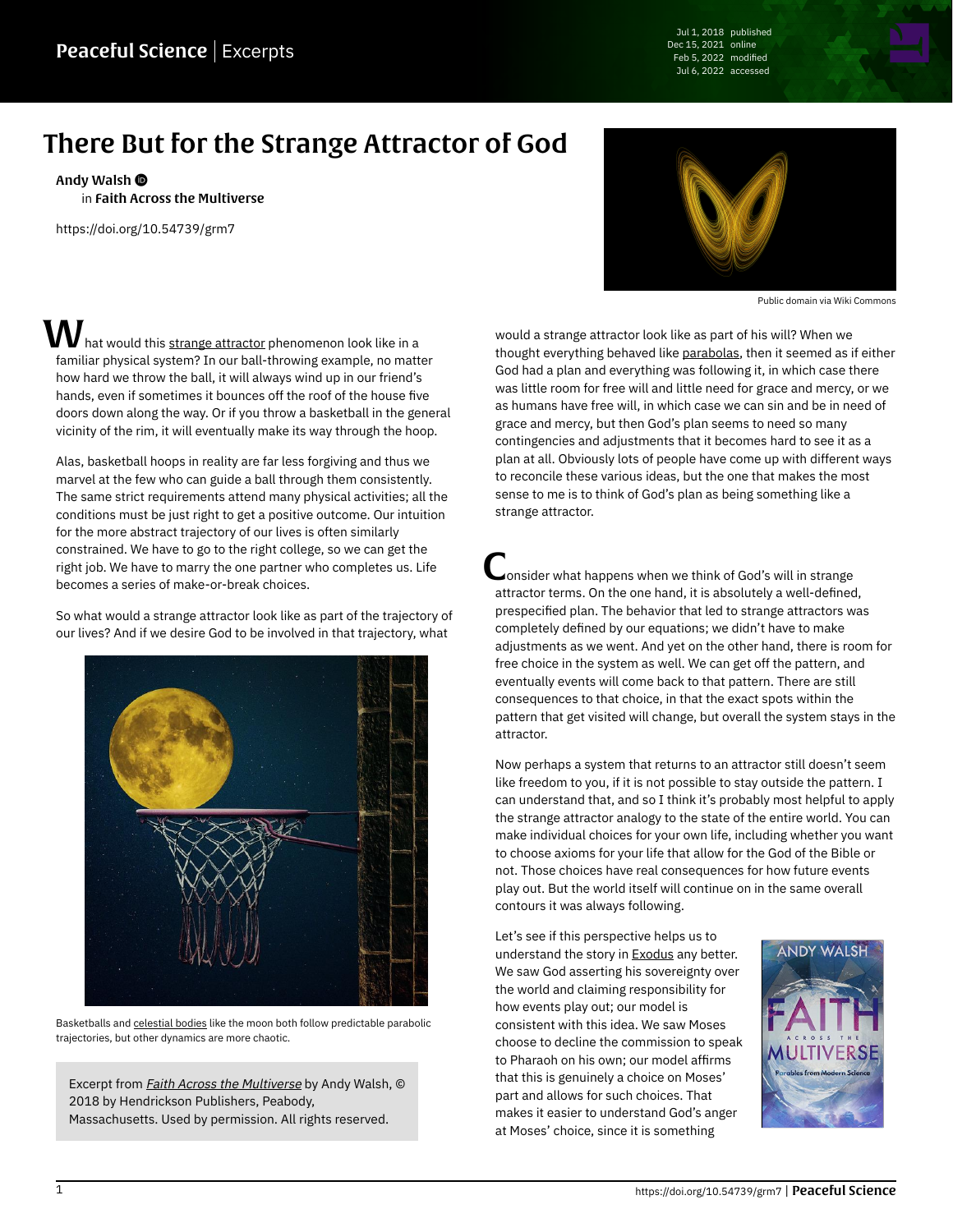# There But for the Strange Attractor of God

**Andy Walsh**
in **Faith Across the Multiverse**

https://doi.org/10.54739/grm7

Public domain via Wiki Commons

What would this strange attractor phenomenon look like in a familiar physical system? In our ball-throwing example, no matter how hard we throw the ball, it will always wind up in our friend's hands, even if sometimes it bounces off the roof of the house five doors down along the way. Or if you throw a basketball in the general vicinity of the rim, it will eventually make its way through the hoop.

Alas, basketball hoops in reality are far less forgiving and thus we marvel at the few who can guide a ball through them consistently. The same strict requirements attend many physical activities; all the conditions must be just right to get a positive outcome. Our intuition for the more abstract trajectory of our lives is often similarly constrained. We have to go to the right college, so we can get the right job. We have to marry the one partner who completes us. Life becomes a series of make-or-break choices.

So what would a strange attractor look like as part of the trajectory of our lives? And if we desire God to be involved in that trajectory, what would a strange attractor look like as part of his will? When we thought everything behaved like parabolas, then it seemed as if either God had a plan and everything was following it, in which case there was little room for free will and little need for grace and mercy, or we as humans have free will, in which case we can sin and be in need of grace and mercy, but then God's plan seems to need so many contingencies and adjustments that it becomes hard to see it as a plan at all. Obviously lots of people have come up with different ways to reconcile these various ideas, but the one that makes the most sense to me is to think of God's plan as being something like a strange attractor.

Basketballs and celestial bodies like the moon both follow predictable parabolic trajectories, but other dynamics are more chaotic.

> Excerpt from *Faith Across the Multiverse* by Andy Walsh, © 2018 by Hendrickson Publishers, Peabody, Massachusetts. Used by permission. All rights reserved.

Consider what happens when we think of God's will in strange attractor terms. On the one hand, it is absolutely a well-defined, prespecified plan. The behavior that led to strange attractors was completely defined by our equations; we didn't have to make adjustments as we went. And yet on the other hand, there is room for free choice in the system as well. We can get off the pattern, and eventually events will come back to that pattern. There are still consequences to that choice, in that the exact spots within the pattern that get visited will change, but overall the system stays in the attractor.

Now perhaps a system that returns to an attractor still doesn't seem like freedom to you, if it is not possible to stay outside the pattern. I can understand that, and so I think it's probably most helpful to apply the strange attractor analogy to the state of the entire world. You can make individual choices for your own life, including whether you want to choose axioms for your life that allow for the God of the Bible or not. Those choices have real consequences for how future events play out. But the world itself will continue on in the same overall contours it was always following.

Let's see if this perspective helps us to understand the story in Exodus any better. We saw God asserting his sovereignty over the world and claiming responsibility for how events play out; our model is consistent with this idea. We saw Moses choose to decline the commission to speak to Pharaoh on his own; our model affirms that this is genuinely a choice on Moses' part and allows for such choices. That makes it easier to understand God's anger at Moses' choice, since it is something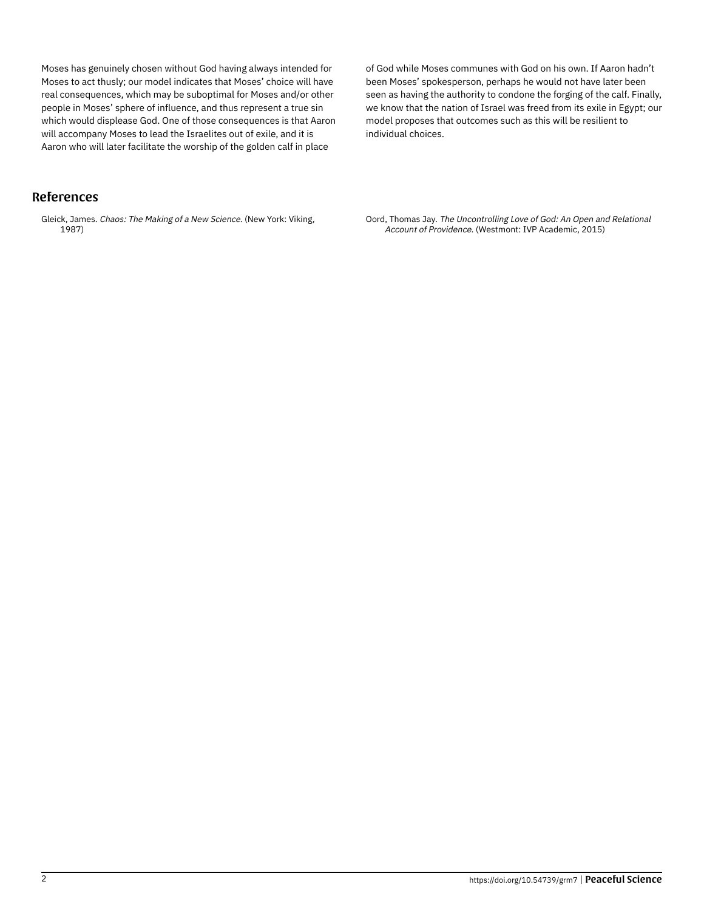Moses has genuinely chosen without God having always intended for Moses to act thusly; our model indicates that Moses' choice will have real consequences, which may be suboptimal for Moses and/or other people in Moses' sphere of influence, and thus represent a true sin which would displease God. One of those consequences is that Aaron will accompany Moses to lead the Israelites out of exile, and it is Aaron who will later facilitate the worship of the golden calf in place of God while Moses communes with God on his own. If Aaron hadn't been Moses' spokesperson, perhaps he would not have later been seen as having the authority to condone the forging of the calf. Finally, we know that the nation of Israel was freed from its exile in Egypt; our model proposes that outcomes such as this will be resilient to individual choices.

## References

Gleick, James. *Chaos: The Making of a New Science*. (New York: Viking, 1987)

Oord, Thomas Jay. *The Uncontrolling Love of God: An Open and Relational Account of Providence*. (Westmont: IVP Academic, 2015)